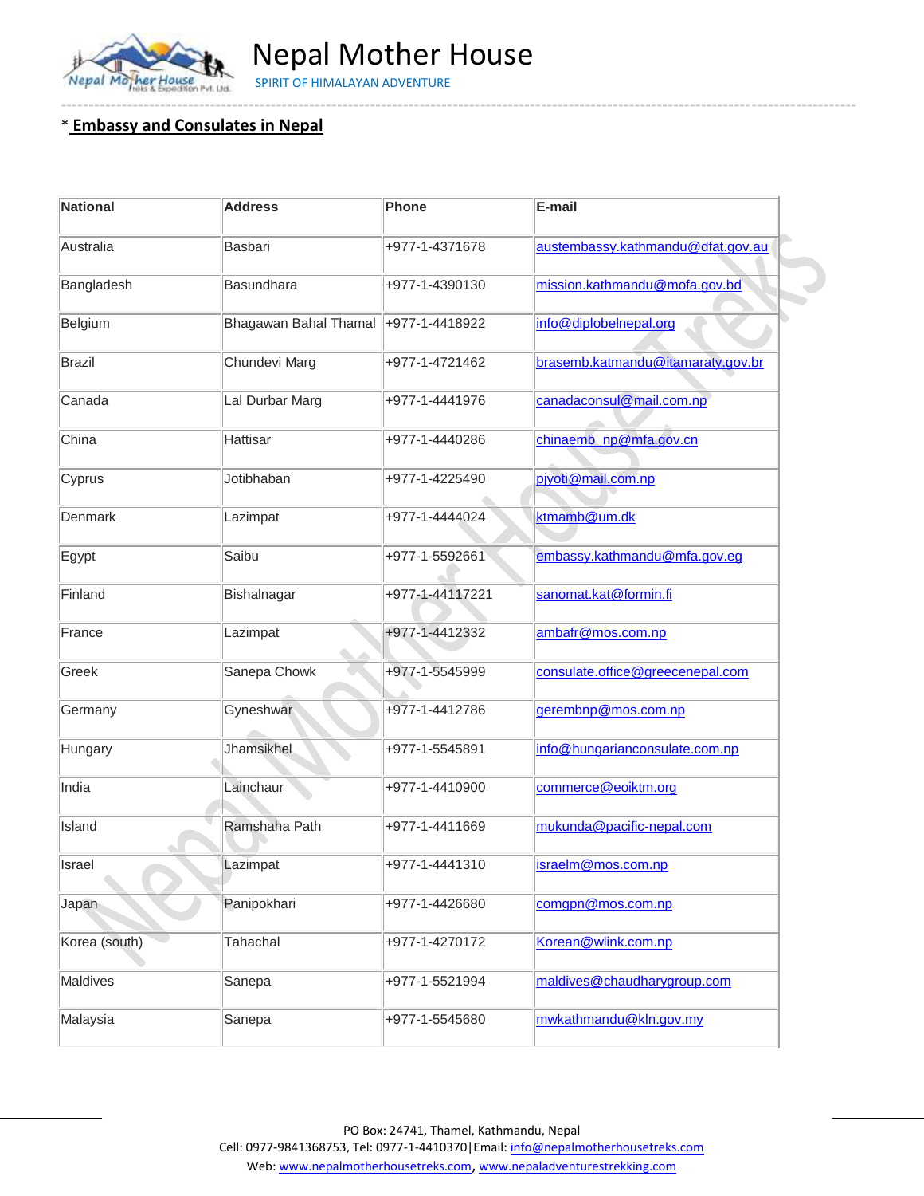# Nepal Mother House

SPIRIT OF HIMALAYAN ADVENTURE

## * Embassy and Consulates in Nepal

| National | Address | Phone | E-mail |
|---|---|---|---|
| Australia | Basbari | +977-1-4371678 | austembassy.kathmandu@dfat.gov.au |
| Bangladesh | Basundhara | +977-1-4390130 | mission.kathmandu@mofa.gov.bd |
| Belgium | Bhagawan Bahal Thamal | +977-1-4418922 | info@diplobelnepal.org |
| Brazil | Chundevi Marg | +977-1-4721462 | brasemb.katmandu@itamaraty.gov.br |
| Canada | Lal Durbar Marg | +977-1-4441976 | canadaconsul@mail.com.np |
| China | Hattisar | +977-1-4440286 | chinaemb_np@mfa.gov.cn |
| Cyprus | Jotibhaban | +977-1-4225490 | pjyoti@mail.com.np |
| Denmark | Lazimpat | +977-1-4444024 | ktmamb@um.dk |
| Egypt | Saibu | +977-1-5592661 | embassy.kathmandu@mfa.gov.eg |
| Finland | Bishalnagar | +977-1-44117221 | sanomat.kat@formin.fi |
| France | Lazimpat | +977-1-4412332 | ambafr@mos.com.np |
| Greek | Sanepa Chowk | +977-1-5545999 | consulate.office@greecenepal.com |
| Germany | Gyneshwar | +977-1-4412786 | gerembnp@mos.com.np |
| Hungary | Jhamsikhel | +977-1-5545891 | info@hungarianconsulate.com.np |
| India | Lainchaur | +977-1-4410900 | commerce@eoiktm.org |
| Island | Ramshaha Path | +977-1-4411669 | mukunda@pacific-nepal.com |
| Israel | Lazimpat | +977-1-4441310 | israelm@mos.com.np |
| Japan | Panipokhari | +977-1-4426680 | comgpn@mos.com.np |
| Korea (south) | Tahachal | +977-1-4270172 | Korean@wlink.com.np |
| Maldives | Sanepa | +977-1-5521994 | maldives@chaudharygroup.com |
| Malaysia | Sanepa | +977-1-5545680 | mwkathmandu@kln.gov.my |

PO Box: 24741, Thamel, Kathmandu, Nepal
Cell: 0977-9841368753, Tel: 0977-1-4410370|Email: info@nepalmotherhousetreks.com
Web: www.nepalmotherhousetreks.com, www.nepaladventurestrekking.com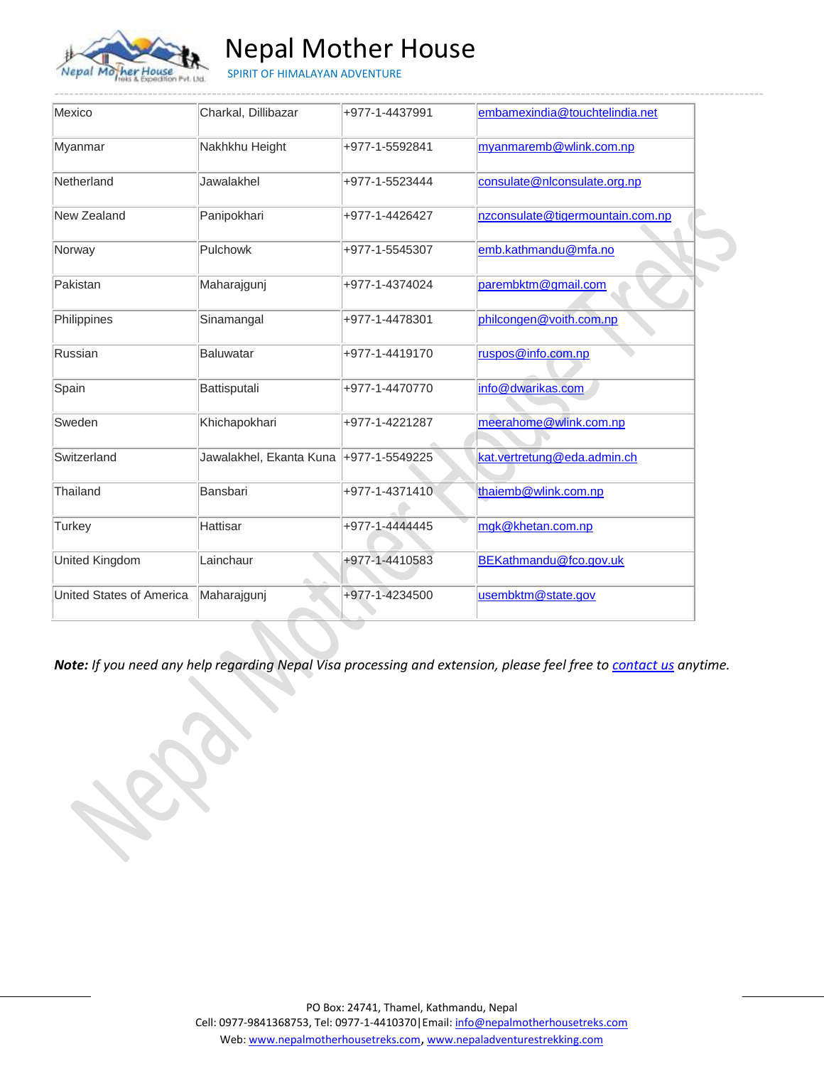| | | | |
|---|---|---|---|
| Mexico | Charkal, Dillibazar | +977-1-4437991 | embamexindia@touchtelindia.net |
| Myanmar | Nakhkhu Height | +977-1-5592841 | myanmaremb@wlink.com.np |
| Netherland | Jawalakhel | +977-1-5523444 | consulate@nlconsulate.org.np |
| New Zealand | Panipokhari | +977-1-4426427 | nzconsulate@tigermountain.com.np |
| Norway | Pulchowk | +977-1-5545307 | emb.kathmandu@mfa.no |
| Pakistan | Maharajgunj | +977-1-4374024 | parembktm@gmail.com |
| Philippines | Sinamangal | +977-1-4478301 | philcongen@voith.com.np |
| Russian | Baluwatar | +977-1-4419170 | ruspos@info.com.np |
| Spain | Battisputali | +977-1-4470770 | info@dwarikas.com |
| Sweden | Khichapokhari | +977-1-4221287 | meerahome@wlink.com.np |
| Switzerland | Jawalakhel, Ekanta Kuna | +977-1-5549225 | kat.vertretung@eda.admin.ch |
| Thailand | Bansbari | +977-1-4371410 | thaiemb@wlink.com.np |
| Turkey | Hattisar | +977-1-4444445 | mgk@khetan.com.np |
| United Kingdom | Lainchaur | +977-1-4410583 | BEKathmandu@fco.gov.uk |
| United States of America | Maharajgunj | +977-1-4234500 | usembktm@state.gov |

***Note:*** *If you need any help regarding Nepal Visa processing and extension, please feel free to contact us anytime.*